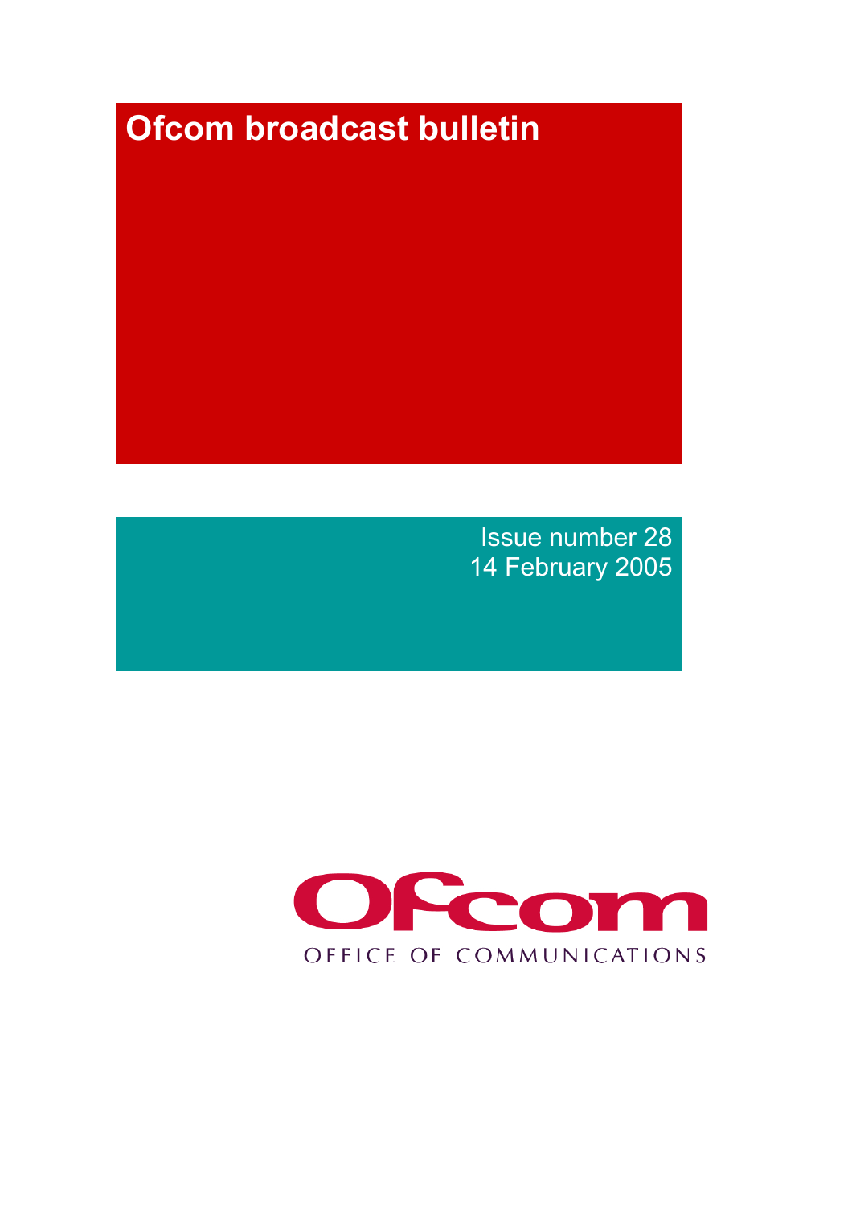# Ofcom broadcast bulletin

Issue number 28
14 February 2005

Ofcom
OFFICE OF COMMUNICATIONS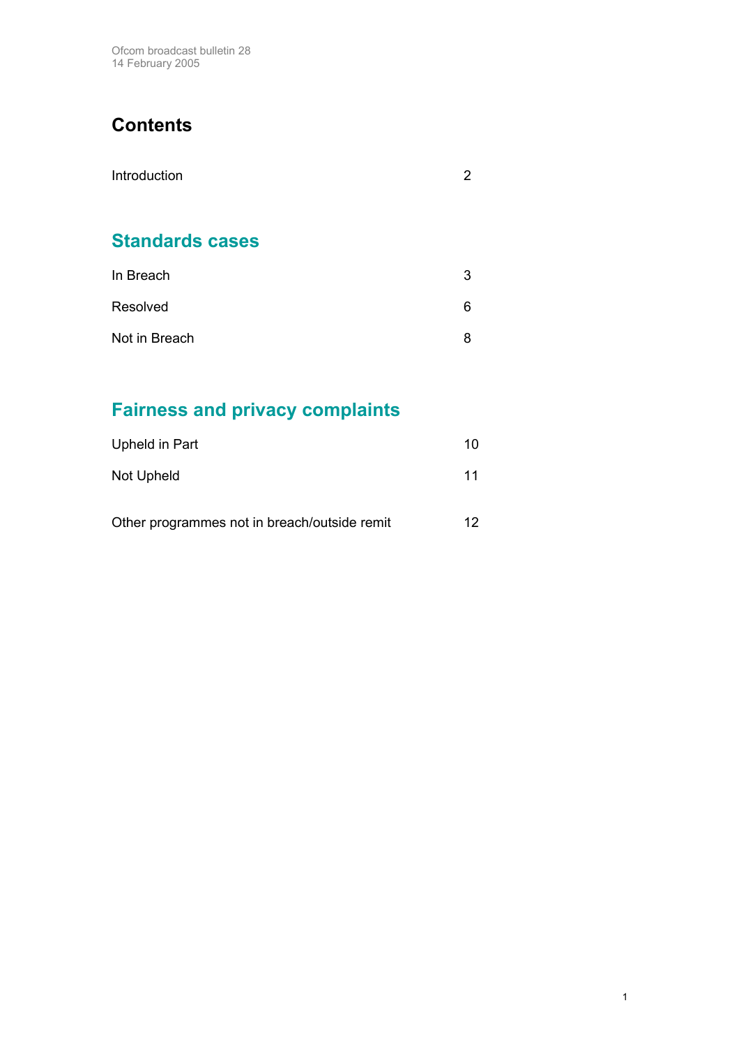Ofcom broadcast bulletin 28
14 February 2005

# Contents

| | |
|---|---|
| Introduction | 2 |

## Standards cases

| | |
|---|---|
| In Breach | 3 |
| Resolved | 6 |
| Not in Breach | 8 |

## Fairness and privacy complaints

| | |
|---|---|
| Upheld in Part | 10 |
| Not Upheld | 11 |
| Other programmes not in breach/outside remit | 12 |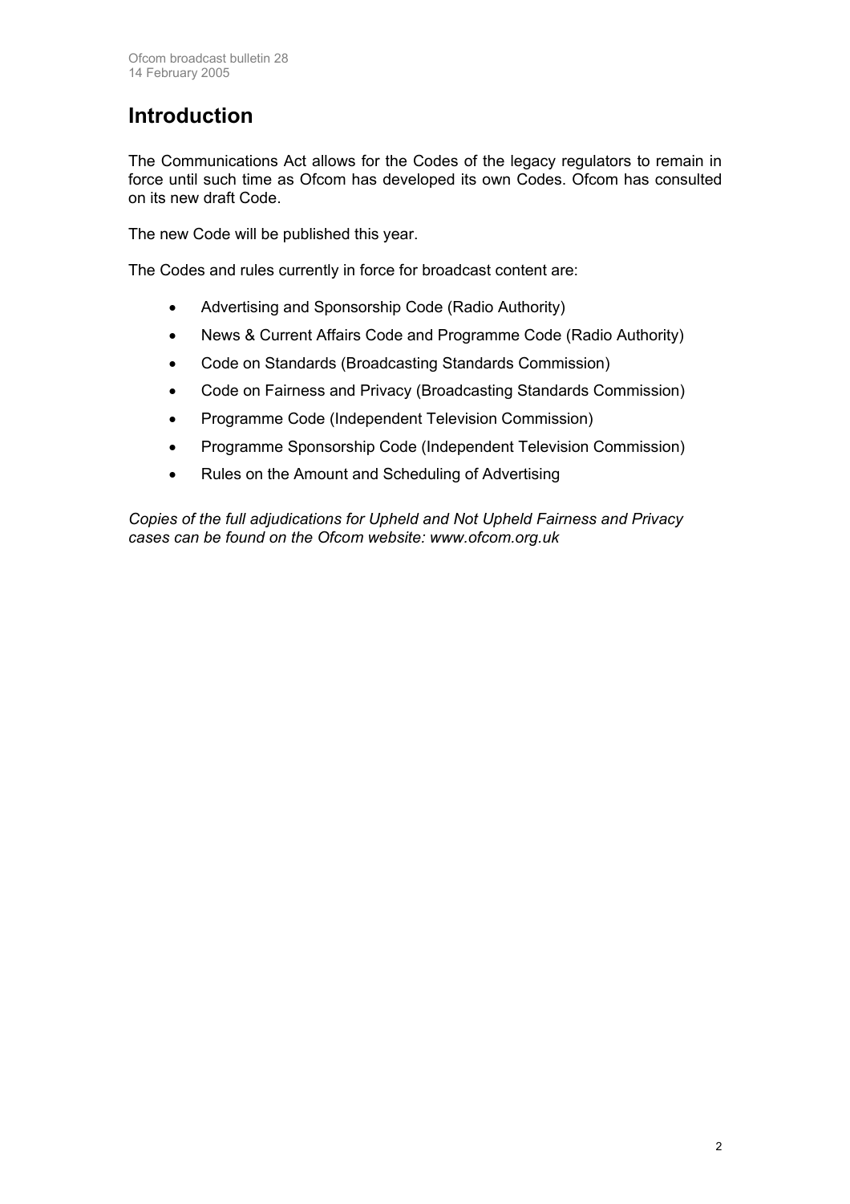# Introduction

The Communications Act allows for the Codes of the legacy regulators to remain in force until such time as Ofcom has developed its own Codes. Ofcom has consulted on its new draft Code.

The new Code will be published this year.

The Codes and rules currently in force for broadcast content are:

- Advertising and Sponsorship Code (Radio Authority)
- News & Current Affairs Code and Programme Code (Radio Authority)
- Code on Standards (Broadcasting Standards Commission)
- Code on Fairness and Privacy (Broadcasting Standards Commission)
- Programme Code (Independent Television Commission)
- Programme Sponsorship Code (Independent Television Commission)
- Rules on the Amount and Scheduling of Advertising

*Copies of the full adjudications for Upheld and Not Upheld Fairness and Privacy cases can be found on the Ofcom website: www.ofcom.org.uk*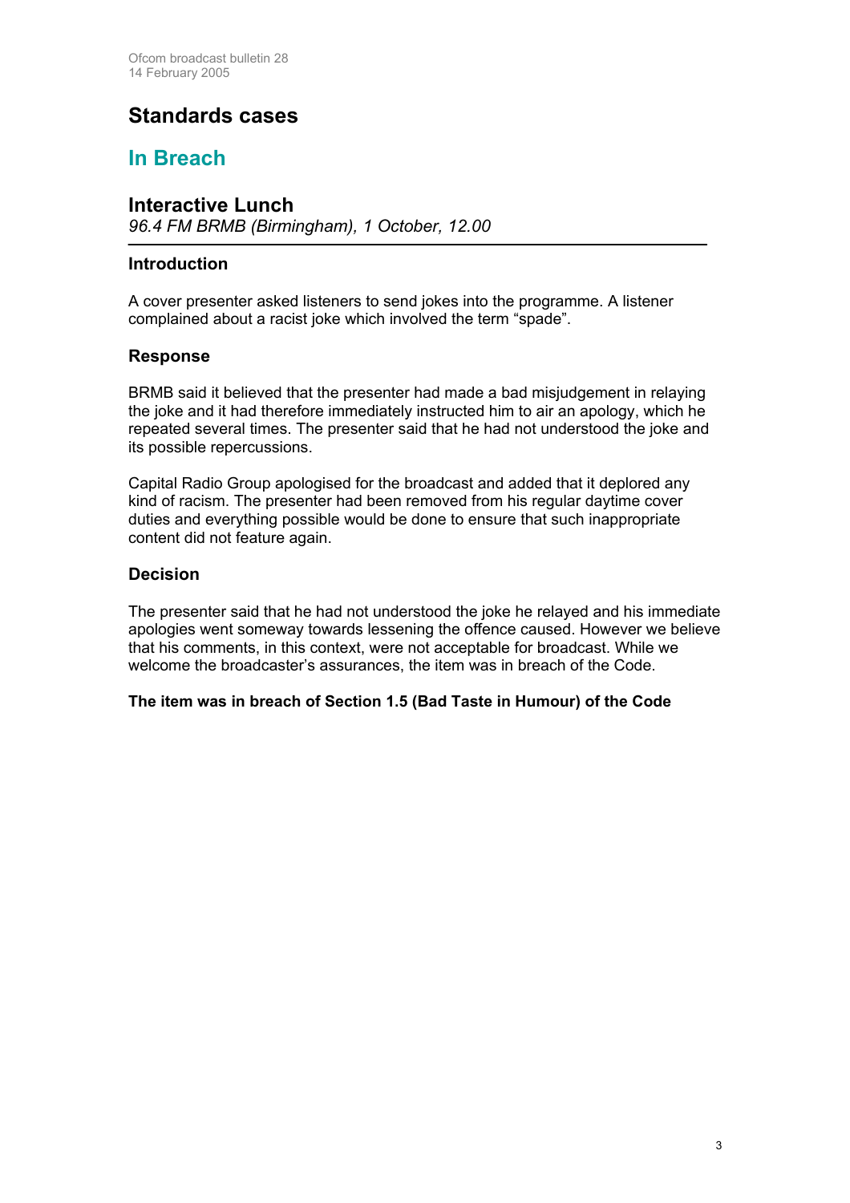# Standards cases

## In Breach

### Interactive Lunch

*96.4 FM BRMB (Birmingham), 1 October, 12.00*

#### Introduction

A cover presenter asked listeners to send jokes into the programme. A listener complained about a racist joke which involved the term "spade".

#### Response

BRMB said it believed that the presenter had made a bad misjudgement in relaying the joke and it had therefore immediately instructed him to air an apology, which he repeated several times. The presenter said that he had not understood the joke and its possible repercussions.

Capital Radio Group apologised for the broadcast and added that it deplored any kind of racism. The presenter had been removed from his regular daytime cover duties and everything possible would be done to ensure that such inappropriate content did not feature again.

#### Decision

The presenter said that he had not understood the joke he relayed and his immediate apologies went someway towards lessening the offence caused. However we believe that his comments, in this context, were not acceptable for broadcast. While we welcome the broadcaster's assurances, the item was in breach of the Code.

**The item was in breach of Section 1.5 (Bad Taste in Humour) of the Code**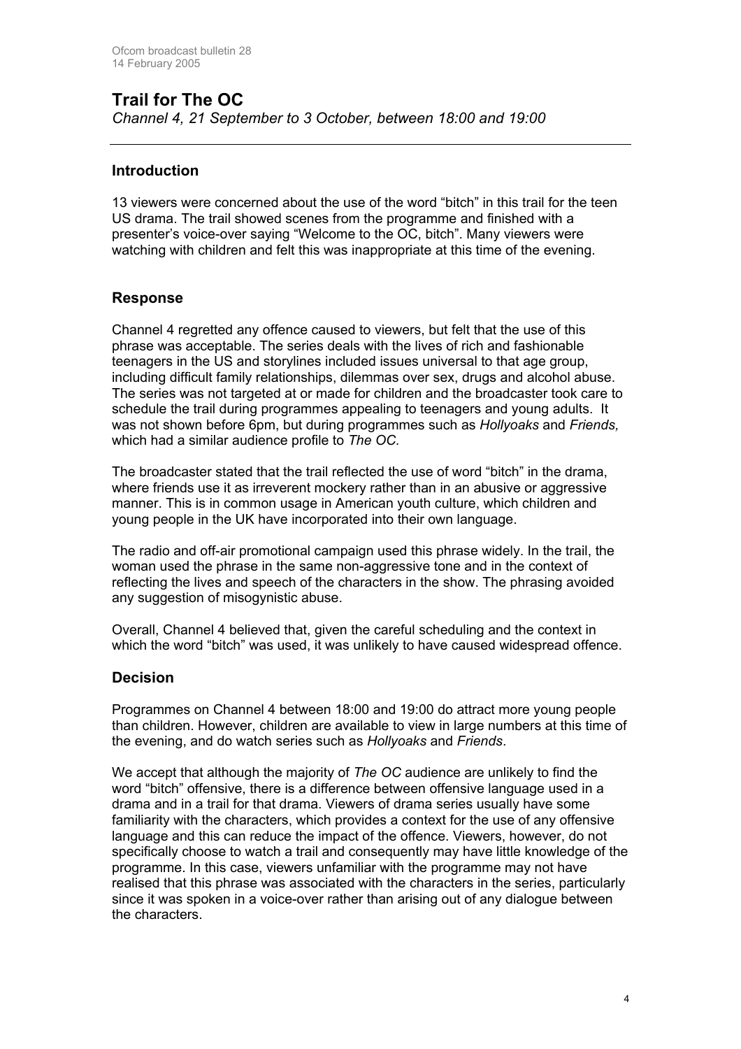## Trail for The OC

*Channel 4, 21 September to 3 October, between 18:00 and 19:00*

---

### Introduction

13 viewers were concerned about the use of the word "bitch" in this trail for the teen US drama. The trail showed scenes from the programme and finished with a presenter's voice-over saying "Welcome to the OC, bitch". Many viewers were watching with children and felt this was inappropriate at this time of the evening.

### Response

Channel 4 regretted any offence caused to viewers, but felt that the use of this phrase was acceptable. The series deals with the lives of rich and fashionable teenagers in the US and storylines included issues universal to that age group, including difficult family relationships, dilemmas over sex, drugs and alcohol abuse. The series was not targeted at or made for children and the broadcaster took care to schedule the trail during programmes appealing to teenagers and young adults. It was not shown before 6pm, but during programmes such as *Hollyoaks* and *Friends,* which had a similar audience profile to *The OC.*

The broadcaster stated that the trail reflected the use of word "bitch" in the drama, where friends use it as irreverent mockery rather than in an abusive or aggressive manner. This is in common usage in American youth culture, which children and young people in the UK have incorporated into their own language.

The radio and off-air promotional campaign used this phrase widely. In the trail, the woman used the phrase in the same non-aggressive tone and in the context of reflecting the lives and speech of the characters in the show. The phrasing avoided any suggestion of misogynistic abuse.

Overall, Channel 4 believed that, given the careful scheduling and the context in which the word "bitch" was used, it was unlikely to have caused widespread offence.

### Decision

Programmes on Channel 4 between 18:00 and 19:00 do attract more young people than children. However, children are available to view in large numbers at this time of the evening, and do watch series such as *Hollyoaks* and *Friends*.

We accept that although the majority of *The OC* audience are unlikely to find the word "bitch" offensive, there is a difference between offensive language used in a drama and in a trail for that drama. Viewers of drama series usually have some familiarity with the characters, which provides a context for the use of any offensive language and this can reduce the impact of the offence. Viewers, however, do not specifically choose to watch a trail and consequently may have little knowledge of the programme. In this case, viewers unfamiliar with the programme may not have realised that this phrase was associated with the characters in the series, particularly since it was spoken in a voice-over rather than arising out of any dialogue between the characters.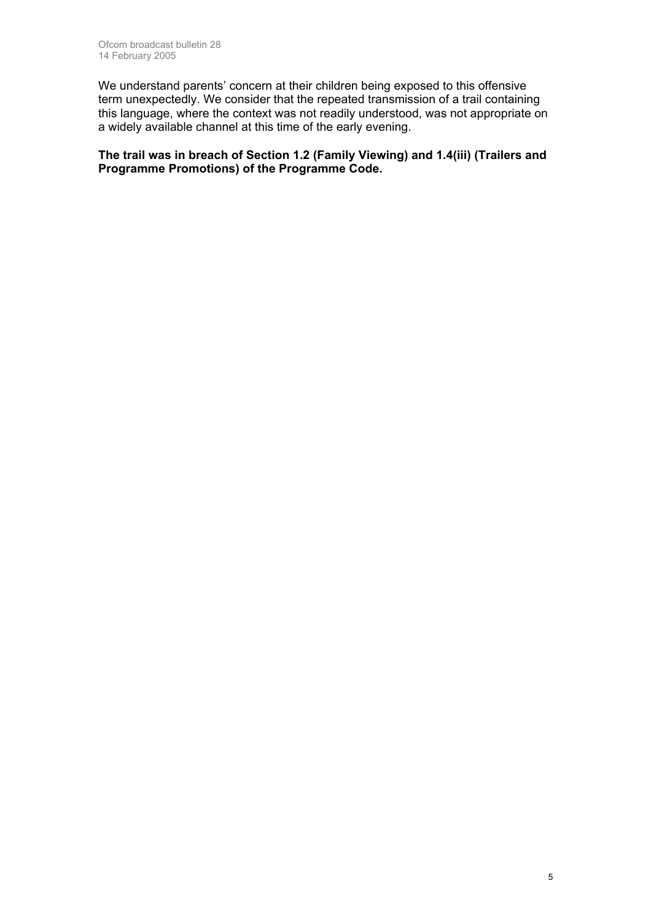We understand parents' concern at their children being exposed to this offensive term unexpectedly. We consider that the repeated transmission of a trail containing this language, where the context was not readily understood, was not appropriate on a widely available channel at this time of the early evening.

**The trail was in breach of Section 1.2 (Family Viewing) and 1.4(iii) (Trailers and Programme Promotions) of the Programme Code.**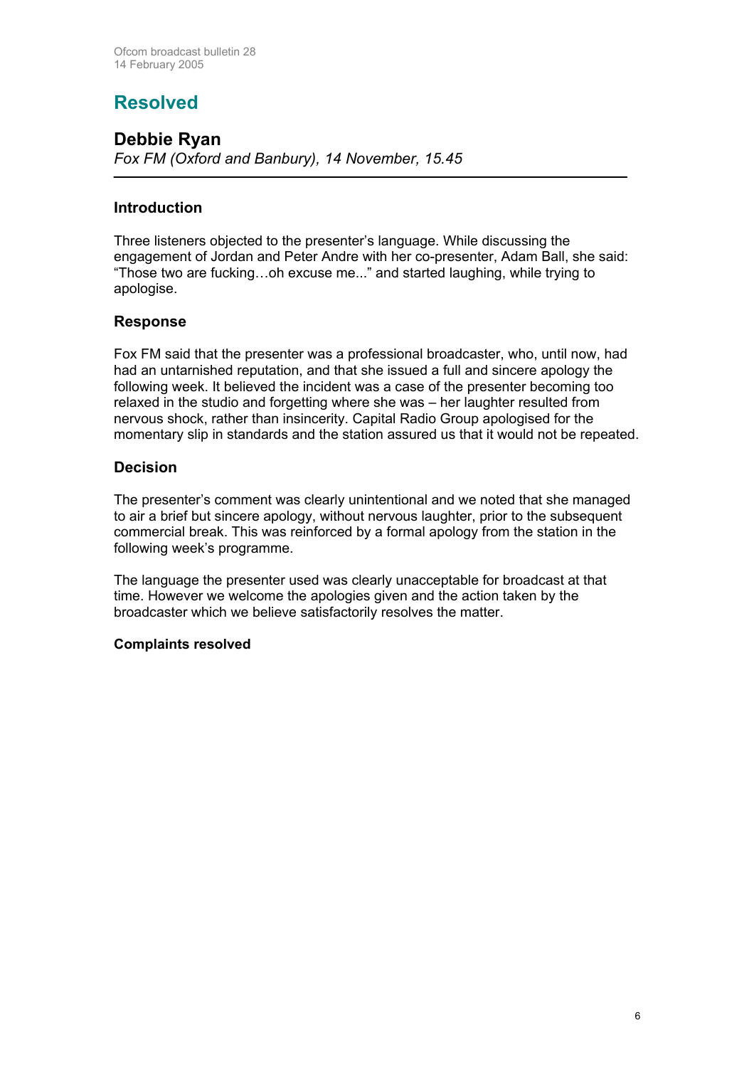## Resolved

### Debbie Ryan

*Fox FM (Oxford and Banbury), 14 November, 15.45*

---

#### Introduction

Three listeners objected to the presenter's language. While discussing the engagement of Jordan and Peter Andre with her co-presenter, Adam Ball, she said: "Those two are fucking…oh excuse me..." and started laughing, while trying to apologise.

#### Response

Fox FM said that the presenter was a professional broadcaster, who, until now, had had an untarnished reputation, and that she issued a full and sincere apology the following week. It believed the incident was a case of the presenter becoming too relaxed in the studio and forgetting where she was – her laughter resulted from nervous shock, rather than insincerity. Capital Radio Group apologised for the momentary slip in standards and the station assured us that it would not be repeated.

#### Decision

The presenter's comment was clearly unintentional and we noted that she managed to air a brief but sincere apology, without nervous laughter, prior to the subsequent commercial break. This was reinforced by a formal apology from the station in the following week's programme.

The language the presenter used was clearly unacceptable for broadcast at that time. However we welcome the apologies given and the action taken by the broadcaster which we believe satisfactorily resolves the matter.

**Complaints resolved**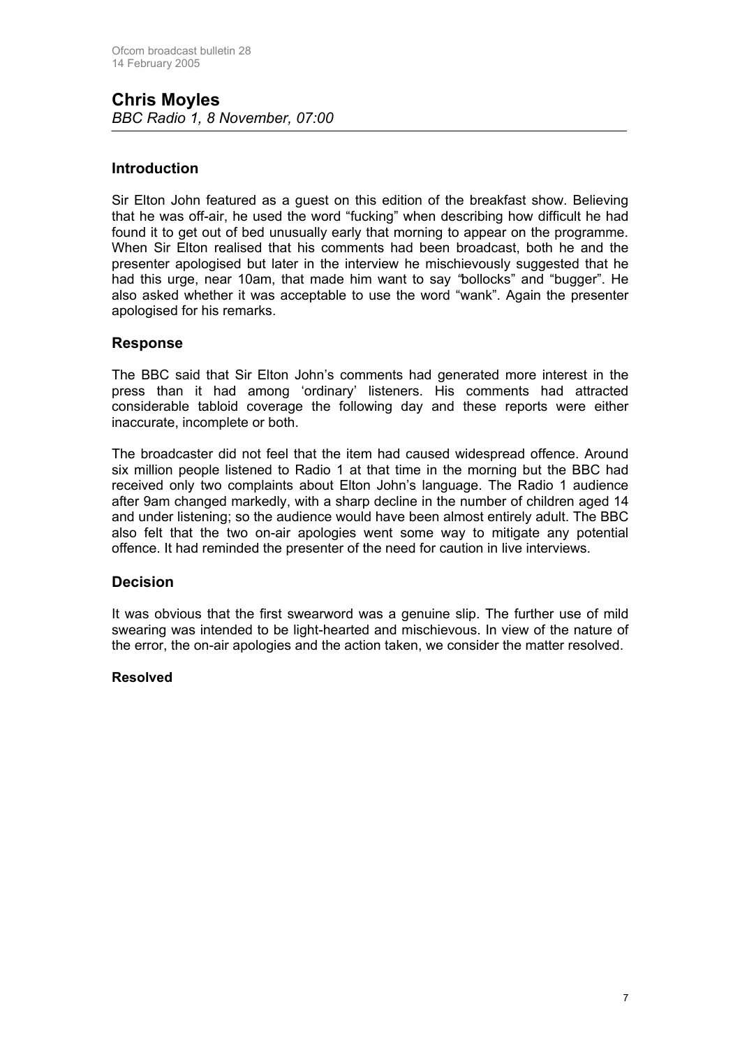## Chris Moyles

*BBC Radio 1, 8 November, 07:00*

### Introduction

Sir Elton John featured as a guest on this edition of the breakfast show. Believing that he was off-air, he used the word "fucking" when describing how difficult he had found it to get out of bed unusually early that morning to appear on the programme. When Sir Elton realised that his comments had been broadcast, both he and the presenter apologised but later in the interview he mischievously suggested that he had this urge, near 10am, that made him want to say "bollocks" and "bugger". He also asked whether it was acceptable to use the word "wank". Again the presenter apologised for his remarks.

### Response

The BBC said that Sir Elton John's comments had generated more interest in the press than it had among 'ordinary' listeners. His comments had attracted considerable tabloid coverage the following day and these reports were either inaccurate, incomplete or both.

The broadcaster did not feel that the item had caused widespread offence. Around six million people listened to Radio 1 at that time in the morning but the BBC had received only two complaints about Elton John's language. The Radio 1 audience after 9am changed markedly, with a sharp decline in the number of children aged 14 and under listening; so the audience would have been almost entirely adult. The BBC also felt that the two on-air apologies went some way to mitigate any potential offence. It had reminded the presenter of the need for caution in live interviews.

### Decision

It was obvious that the first swearword was a genuine slip. The further use of mild swearing was intended to be light-hearted and mischievous. In view of the nature of the error, the on-air apologies and the action taken, we consider the matter resolved.

**Resolved**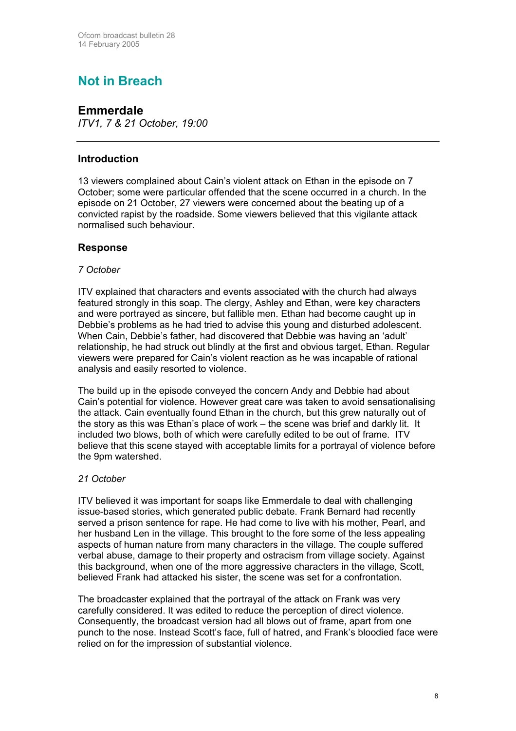## Not in Breach

### Emmerdale

*ITV1, 7 & 21 October, 19:00*

---

#### Introduction

13 viewers complained about Cain's violent attack on Ethan in the episode on 7 October; some were particular offended that the scene occurred in a church. In the episode on 21 October, 27 viewers were concerned about the beating up of a convicted rapist by the roadside. Some viewers believed that this vigilante attack normalised such behaviour.

#### Response

*7 October*

ITV explained that characters and events associated with the church had always featured strongly in this soap. The clergy, Ashley and Ethan, were key characters and were portrayed as sincere, but fallible men. Ethan had become caught up in Debbie's problems as he had tried to advise this young and disturbed adolescent. When Cain, Debbie's father, had discovered that Debbie was having an 'adult' relationship, he had struck out blindly at the first and obvious target, Ethan. Regular viewers were prepared for Cain's violent reaction as he was incapable of rational analysis and easily resorted to violence.

The build up in the episode conveyed the concern Andy and Debbie had about Cain's potential for violence. However great care was taken to avoid sensationalising the attack. Cain eventually found Ethan in the church, but this grew naturally out of the story as this was Ethan's place of work – the scene was brief and darkly lit. It included two blows, both of which were carefully edited to be out of frame. ITV believe that this scene stayed with acceptable limits for a portrayal of violence before the 9pm watershed.

*21 October*

ITV believed it was important for soaps like Emmerdale to deal with challenging issue-based stories, which generated public debate. Frank Bernard had recently served a prison sentence for rape. He had come to live with his mother, Pearl, and her husband Len in the village. This brought to the fore some of the less appealing aspects of human nature from many characters in the village. The couple suffered verbal abuse, damage to their property and ostracism from village society. Against this background, when one of the more aggressive characters in the village, Scott, believed Frank had attacked his sister, the scene was set for a confrontation.

The broadcaster explained that the portrayal of the attack on Frank was very carefully considered. It was edited to reduce the perception of direct violence. Consequently, the broadcast version had all blows out of frame, apart from one punch to the nose. Instead Scott's face, full of hatred, and Frank's bloodied face were relied on for the impression of substantial violence.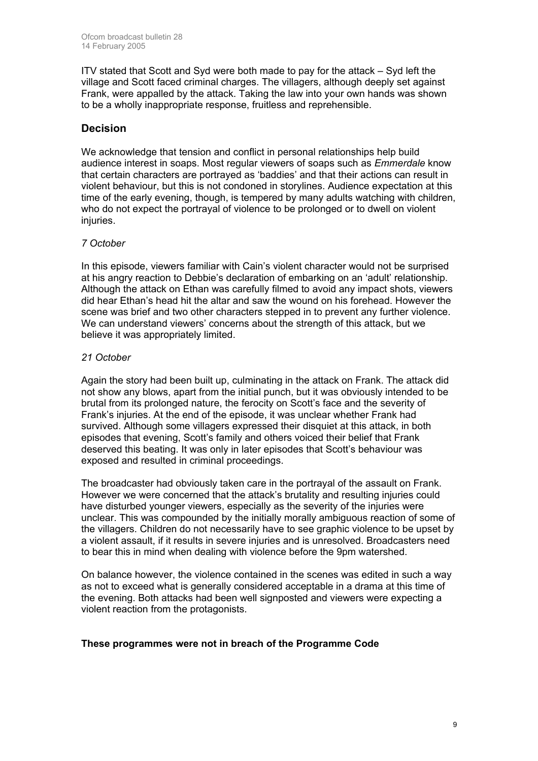ITV stated that Scott and Syd were both made to pay for the attack – Syd left the village and Scott faced criminal charges. The villagers, although deeply set against Frank, were appalled by the attack. Taking the law into your own hands was shown to be a wholly inappropriate response, fruitless and reprehensible.

## Decision

We acknowledge that tension and conflict in personal relationships help build audience interest in soaps. Most regular viewers of soaps such as *Emmerdale* know that certain characters are portrayed as 'baddies' and that their actions can result in violent behaviour, but this is not condoned in storylines. Audience expectation at this time of the early evening, though, is tempered by many adults watching with children, who do not expect the portrayal of violence to be prolonged or to dwell on violent injuries.

*7 October*

In this episode, viewers familiar with Cain's violent character would not be surprised at his angry reaction to Debbie's declaration of embarking on an 'adult' relationship. Although the attack on Ethan was carefully filmed to avoid any impact shots, viewers did hear Ethan's head hit the altar and saw the wound on his forehead. However the scene was brief and two other characters stepped in to prevent any further violence. We can understand viewers' concerns about the strength of this attack, but we believe it was appropriately limited.

*21 October*

Again the story had been built up, culminating in the attack on Frank. The attack did not show any blows, apart from the initial punch, but it was obviously intended to be brutal from its prolonged nature, the ferocity on Scott's face and the severity of Frank's injuries. At the end of the episode, it was unclear whether Frank had survived. Although some villagers expressed their disquiet at this attack, in both episodes that evening, Scott's family and others voiced their belief that Frank deserved this beating. It was only in later episodes that Scott's behaviour was exposed and resulted in criminal proceedings.

The broadcaster had obviously taken care in the portrayal of the assault on Frank. However we were concerned that the attack's brutality and resulting injuries could have disturbed younger viewers, especially as the severity of the injuries were unclear. This was compounded by the initially morally ambiguous reaction of some of the villagers. Children do not necessarily have to see graphic violence to be upset by a violent assault, if it results in severe injuries and is unresolved. Broadcasters need to bear this in mind when dealing with violence before the 9pm watershed.

On balance however, the violence contained in the scenes was edited in such a way as not to exceed what is generally considered acceptable in a drama at this time of the evening. Both attacks had been well signposted and viewers were expecting a violent reaction from the protagonists.

**These programmes were not in breach of the Programme Code**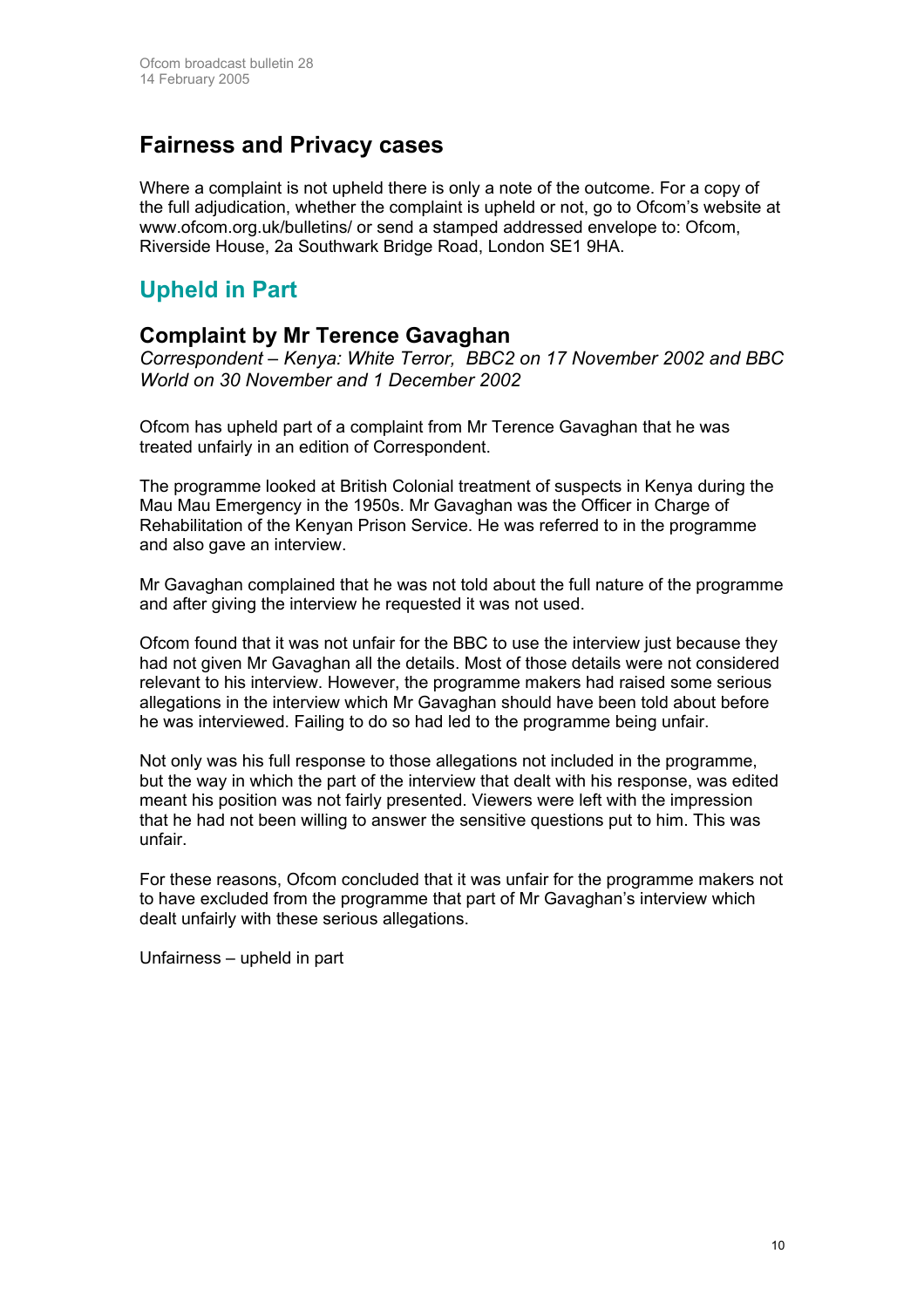## Fairness and Privacy cases

Where a complaint is not upheld there is only a note of the outcome. For a copy of the full adjudication, whether the complaint is upheld or not, go to Ofcom's website at www.ofcom.org.uk/bulletins/ or send a stamped addressed envelope to: Ofcom, Riverside House, 2a Southwark Bridge Road, London SE1 9HA.

## Upheld in Part

### Complaint by Mr Terence Gavaghan

*Correspondent – Kenya: White Terror, BBC2 on 17 November 2002 and BBC World on 30 November and 1 December 2002*

Ofcom has upheld part of a complaint from Mr Terence Gavaghan that he was treated unfairly in an edition of Correspondent.

The programme looked at British Colonial treatment of suspects in Kenya during the Mau Mau Emergency in the 1950s. Mr Gavaghan was the Officer in Charge of Rehabilitation of the Kenyan Prison Service. He was referred to in the programme and also gave an interview.

Mr Gavaghan complained that he was not told about the full nature of the programme and after giving the interview he requested it was not used.

Ofcom found that it was not unfair for the BBC to use the interview just because they had not given Mr Gavaghan all the details. Most of those details were not considered relevant to his interview. However, the programme makers had raised some serious allegations in the interview which Mr Gavaghan should have been told about before he was interviewed. Failing to do so had led to the programme being unfair.

Not only was his full response to those allegations not included in the programme, but the way in which the part of the interview that dealt with his response, was edited meant his position was not fairly presented. Viewers were left with the impression that he had not been willing to answer the sensitive questions put to him. This was unfair.

For these reasons, Ofcom concluded that it was unfair for the programme makers not to have excluded from the programme that part of Mr Gavaghan's interview which dealt unfairly with these serious allegations.

Unfairness – upheld in part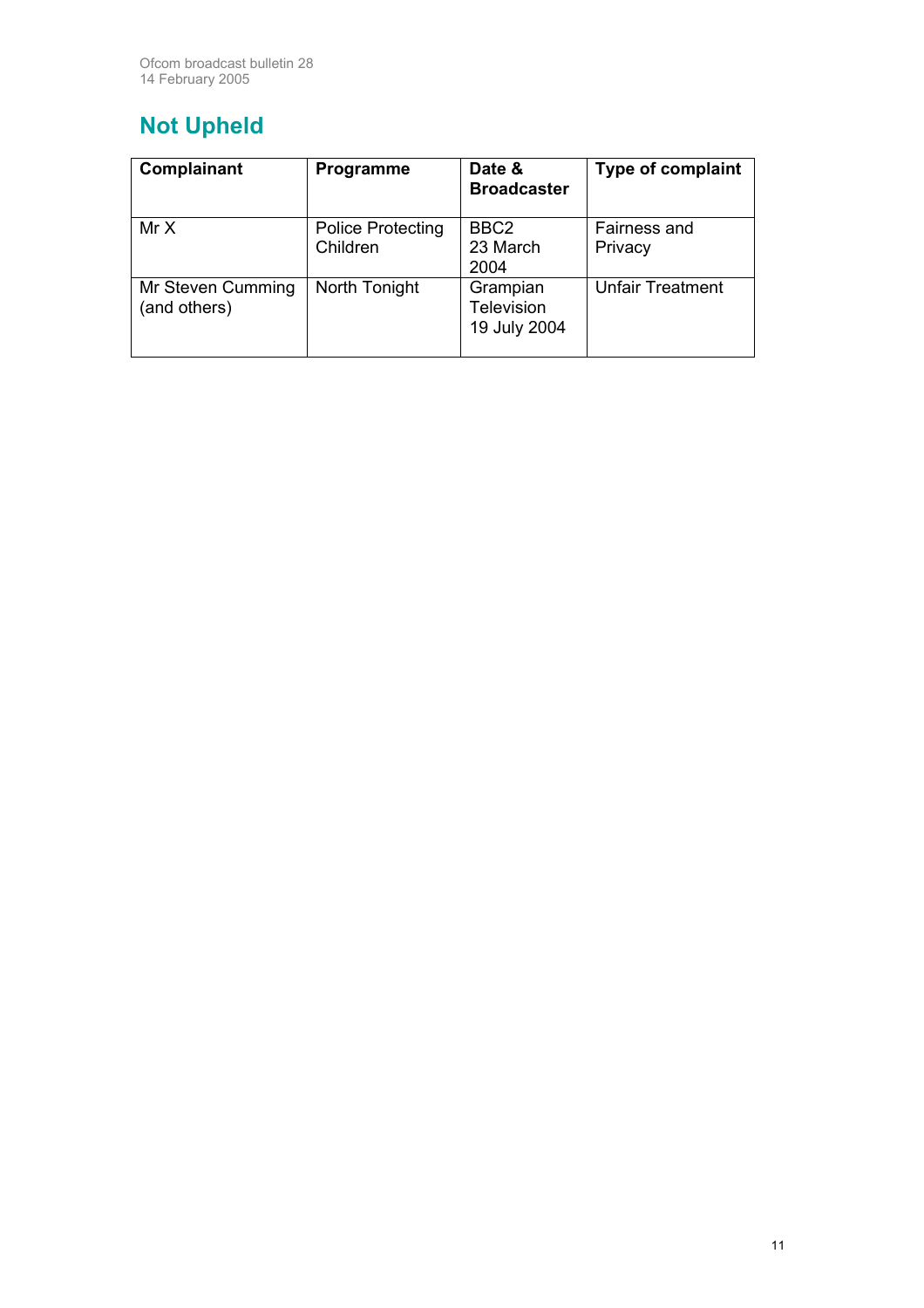## Not Upheld

| Complainant | Programme | Date & Broadcaster | Type of complaint |
|---|---|---|---|
| Mr X | Police Protecting Children | BBC2 23 March 2004 | Fairness and Privacy |
| Mr Steven Cumming (and others) | North Tonight | Grampian Television 19 July 2004 | Unfair Treatment |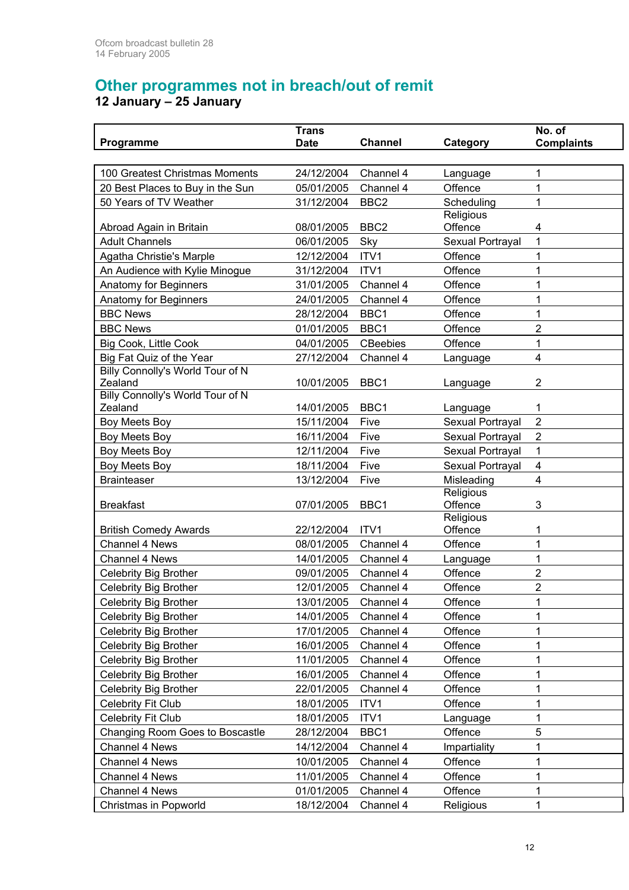## Other programmes not in breach/out of remit

### 12 January – 25 January

| Programme | Trans Date | Channel | Category | No. of Complaints |
|---|---|---|---|---|
| 100 Greatest Christmas Moments | 24/12/2004 | Channel 4 | Language | 1 |
| 20 Best Places to Buy in the Sun | 05/01/2005 | Channel 4 | Offence | 1 |
| 50 Years of TV Weather | 31/12/2004 | BBC2 | Scheduling | 1 |
| Abroad Again in Britain | 08/01/2005 | BBC2 | Religious Offence | 4 |
| Adult Channels | 06/01/2005 | Sky | Sexual Portrayal | 1 |
| Agatha Christie's Marple | 12/12/2004 | ITV1 | Offence | 1 |
| An Audience with Kylie Minogue | 31/12/2004 | ITV1 | Offence | 1 |
| Anatomy for Beginners | 31/01/2005 | Channel 4 | Offence | 1 |
| Anatomy for Beginners | 24/01/2005 | Channel 4 | Offence | 1 |
| BBC News | 28/12/2004 | BBC1 | Offence | 1 |
| BBC News | 01/01/2005 | BBC1 | Offence | 2 |
| Big Cook, Little Cook | 04/01/2005 | CBeebies | Offence | 1 |
| Big Fat Quiz of the Year | 27/12/2004 | Channel 4 | Language | 4 |
| Billy Connolly's World Tour of N Zealand | 10/01/2005 | BBC1 | Language | 2 |
| Billy Connolly's World Tour of N Zealand | 14/01/2005 | BBC1 | Language | 1 |
| Boy Meets Boy | 15/11/2004 | Five | Sexual Portrayal | 2 |
| Boy Meets Boy | 16/11/2004 | Five | Sexual Portrayal | 2 |
| Boy Meets Boy | 12/11/2004 | Five | Sexual Portrayal | 1 |
| Boy Meets Boy | 18/11/2004 | Five | Sexual Portrayal | 4 |
| Brainteaser | 13/12/2004 | Five | Misleading | 4 |
| Breakfast | 07/01/2005 | BBC1 | Religious Offence | 3 |
| British Comedy Awards | 22/12/2004 | ITV1 | Religious Offence | 1 |
| Channel 4 News | 08/01/2005 | Channel 4 | Offence | 1 |
| Channel 4 News | 14/01/2005 | Channel 4 | Language | 1 |
| Celebrity Big Brother | 09/01/2005 | Channel 4 | Offence | 2 |
| Celebrity Big Brother | 12/01/2005 | Channel 4 | Offence | 2 |
| Celebrity Big Brother | 13/01/2005 | Channel 4 | Offence | 1 |
| Celebrity Big Brother | 14/01/2005 | Channel 4 | Offence | 1 |
| Celebrity Big Brother | 17/01/2005 | Channel 4 | Offence | 1 |
| Celebrity Big Brother | 16/01/2005 | Channel 4 | Offence | 1 |
| Celebrity Big Brother | 11/01/2005 | Channel 4 | Offence | 1 |
| Celebrity Big Brother | 16/01/2005 | Channel 4 | Offence | 1 |
| Celebrity Big Brother | 22/01/2005 | Channel 4 | Offence | 1 |
| Celebrity Fit Club | 18/01/2005 | ITV1 | Offence | 1 |
| Celebrity Fit Club | 18/01/2005 | ITV1 | Language | 1 |
| Changing Room Goes to Boscastle | 28/12/2004 | BBC1 | Offence | 5 |
| Channel 4 News | 14/12/2004 | Channel 4 | Impartiality | 1 |
| Channel 4 News | 10/01/2005 | Channel 4 | Offence | 1 |
| Channel 4 News | 11/01/2005 | Channel 4 | Offence | 1 |
| Channel 4 News | 01/01/2005 | Channel 4 | Offence | 1 |
| Christmas in Popworld | 18/12/2004 | Channel 4 | Religious | 1 |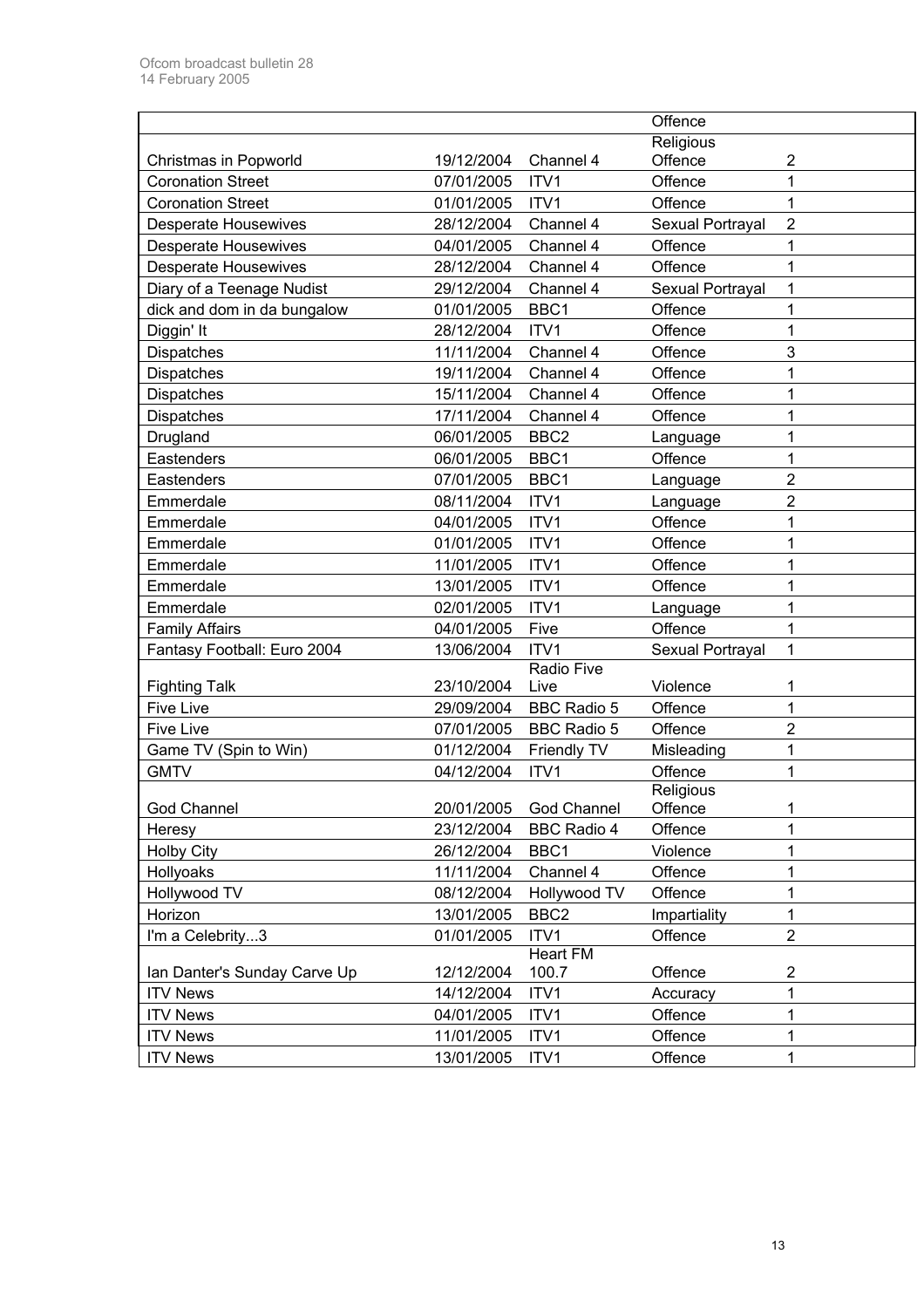| | | | | |
|---|---|---|---|---|
| | | | Offence | |
| Christmas in Popworld | 19/12/2004 | Channel 4 | Religious Offence | 2 |
| Coronation Street | 07/01/2005 | ITV1 | Offence | 1 |
| Coronation Street | 01/01/2005 | ITV1 | Offence | 1 |
| Desperate Housewives | 28/12/2004 | Channel 4 | Sexual Portrayal | 2 |
| Desperate Housewives | 04/01/2005 | Channel 4 | Offence | 1 |
| Desperate Housewives | 28/12/2004 | Channel 4 | Offence | 1 |
| Diary of a Teenage Nudist | 29/12/2004 | Channel 4 | Sexual Portrayal | 1 |
| dick and dom in da bungalow | 01/01/2005 | BBC1 | Offence | 1 |
| Diggin' It | 28/12/2004 | ITV1 | Offence | 1 |
| Dispatches | 11/11/2004 | Channel 4 | Offence | 3 |
| Dispatches | 19/11/2004 | Channel 4 | Offence | 1 |
| Dispatches | 15/11/2004 | Channel 4 | Offence | 1 |
| Dispatches | 17/11/2004 | Channel 4 | Offence | 1 |
| Drugland | 06/01/2005 | BBC2 | Language | 1 |
| Eastenders | 06/01/2005 | BBC1 | Offence | 1 |
| Eastenders | 07/01/2005 | BBC1 | Language | 2 |
| Emmerdale | 08/11/2004 | ITV1 | Language | 2 |
| Emmerdale | 04/01/2005 | ITV1 | Offence | 1 |
| Emmerdale | 01/01/2005 | ITV1 | Offence | 1 |
| Emmerdale | 11/01/2005 | ITV1 | Offence | 1 |
| Emmerdale | 13/01/2005 | ITV1 | Offence | 1 |
| Emmerdale | 02/01/2005 | ITV1 | Language | 1 |
| Family Affairs | 04/01/2005 | Five | Offence | 1 |
| Fantasy Football: Euro 2004 | 13/06/2004 | ITV1 | Sexual Portrayal | 1 |
| Fighting Talk | 23/10/2004 | Radio Five Live | Violence | 1 |
| Five Live | 29/09/2004 | BBC Radio 5 | Offence | 1 |
| Five Live | 07/01/2005 | BBC Radio 5 | Offence | 2 |
| Game TV (Spin to Win) | 01/12/2004 | Friendly TV | Misleading | 1 |
| GMTV | 04/12/2004 | ITV1 | Offence | 1 |
| God Channel | 20/01/2005 | God Channel | Religious Offence | 1 |
| Heresy | 23/12/2004 | BBC Radio 4 | Offence | 1 |
| Holby City | 26/12/2004 | BBC1 | Violence | 1 |
| Hollyoaks | 11/11/2004 | Channel 4 | Offence | 1 |
| Hollywood TV | 08/12/2004 | Hollywood TV | Offence | 1 |
| Horizon | 13/01/2005 | BBC2 | Impartiality | 1 |
| I'm a Celebrity...3 | 01/01/2005 | ITV1 | Offence | 2 |
| Ian Danter's Sunday Carve Up | 12/12/2004 | Heart FM 100.7 | Offence | 2 |
| ITV News | 14/12/2004 | ITV1 | Accuracy | 1 |
| ITV News | 04/01/2005 | ITV1 | Offence | 1 |
| ITV News | 11/01/2005 | ITV1 | Offence | 1 |
| ITV News | 13/01/2005 | ITV1 | Offence | 1 |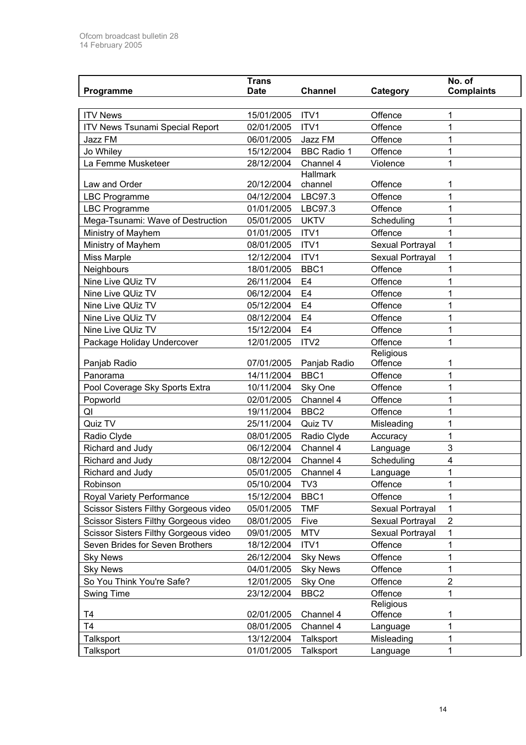| Programme | Trans Date | Channel | Category | No. of Complaints |
|---|---|---|---|---|
| ITV News | 15/01/2005 | ITV1 | Offence | 1 |
| ITV News Tsunami Special Report | 02/01/2005 | ITV1 | Offence | 1 |
| Jazz FM | 06/01/2005 | Jazz FM | Offence | 1 |
| Jo Whiley | 15/12/2004 | BBC Radio 1 | Offence | 1 |
| La Femme Musketeer | 28/12/2004 | Channel 4 | Violence | 1 |
| Law and Order | 20/12/2004 | Hallmark channel | Offence | 1 |
| LBC Programme | 04/12/2004 | LBC97.3 | Offence | 1 |
| LBC Programme | 01/01/2005 | LBC97.3 | Offence | 1 |
| Mega-Tsunami: Wave of Destruction | 05/01/2005 | UKTV | Scheduling | 1 |
| Ministry of Mayhem | 01/01/2005 | ITV1 | Offence | 1 |
| Ministry of Mayhem | 08/01/2005 | ITV1 | Sexual Portrayal | 1 |
| Miss Marple | 12/12/2004 | ITV1 | Sexual Portrayal | 1 |
| Neighbours | 18/01/2005 | BBC1 | Offence | 1 |
| Nine Live QUiz TV | 26/11/2004 | E4 | Offence | 1 |
| Nine Live QUiz TV | 06/12/2004 | E4 | Offence | 1 |
| Nine Live QUiz TV | 05/12/2004 | E4 | Offence | 1 |
| Nine Live QUiz TV | 08/12/2004 | E4 | Offence | 1 |
| Nine Live QUiz TV | 15/12/2004 | E4 | Offence | 1 |
| Package Holiday Undercover | 12/01/2005 | ITV2 | Offence | 1 |
| Panjab Radio | 07/01/2005 | Panjab Radio | Religious Offence | 1 |
| Panorama | 14/11/2004 | BBC1 | Offence | 1 |
| Pool Coverage Sky Sports Extra | 10/11/2004 | Sky One | Offence | 1 |
| Popworld | 02/01/2005 | Channel 4 | Offence | 1 |
| QI | 19/11/2004 | BBC2 | Offence | 1 |
| Quiz TV | 25/11/2004 | Quiz TV | Misleading | 1 |
| Radio Clyde | 08/01/2005 | Radio Clyde | Accuracy | 1 |
| Richard and Judy | 06/12/2004 | Channel 4 | Language | 3 |
| Richard and Judy | 08/12/2004 | Channel 4 | Scheduling | 4 |
| Richard and Judy | 05/01/2005 | Channel 4 | Language | 1 |
| Robinson | 05/10/2004 | TV3 | Offence | 1 |
| Royal Variety Performance | 15/12/2004 | BBC1 | Offence | 1 |
| Scissor Sisters Filthy Gorgeous video | 05/01/2005 | TMF | Sexual Portrayal | 1 |
| Scissor Sisters Filthy Gorgeous video | 08/01/2005 | Five | Sexual Portrayal | 2 |
| Scissor Sisters Filthy Gorgeous video | 09/01/2005 | MTV | Sexual Portrayal | 1 |
| Seven Brides for Seven Brothers | 18/12/2004 | ITV1 | Offence | 1 |
| Sky News | 26/12/2004 | Sky News | Offence | 1 |
| Sky News | 04/01/2005 | Sky News | Offence | 1 |
| So You Think You're Safe? | 12/01/2005 | Sky One | Offence | 2 |
| Swing Time | 23/12/2004 | BBC2 | Offence | 1 |
| T4 | 02/01/2005 | Channel 4 | Religious Offence | 1 |
| T4 | 08/01/2005 | Channel 4 | Language | 1 |
| Talksport | 13/12/2004 | Talksport | Misleading | 1 |
| Talksport | 01/01/2005 | Talksport | Language | 1 |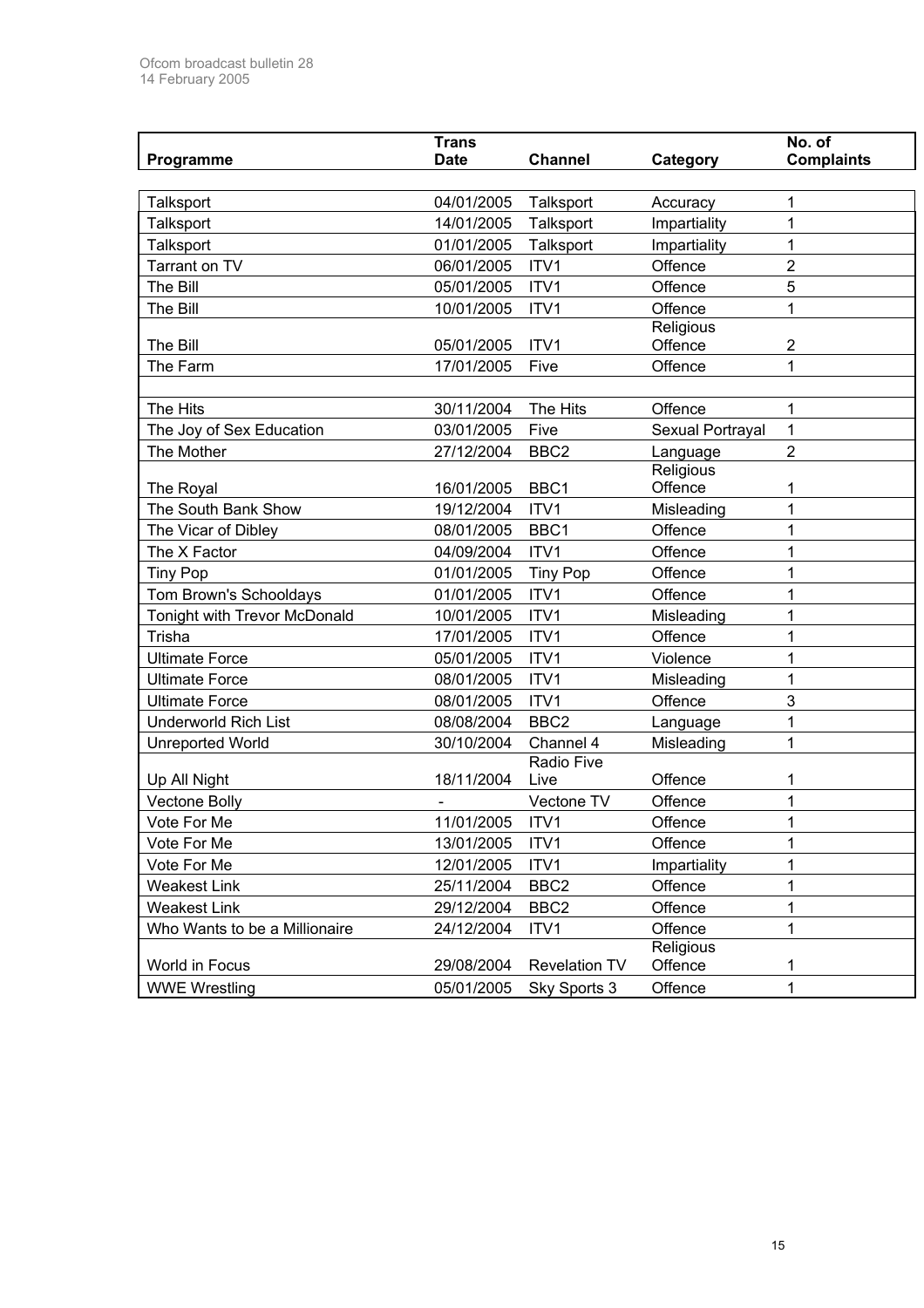| Programme | Trans Date | Channel | Category | No. of Complaints |
|---|---|---|---|---|
| Talksport | 04/01/2005 | Talksport | Accuracy | 1 |
| Talksport | 14/01/2005 | Talksport | Impartiality | 1 |
| Talksport | 01/01/2005 | Talksport | Impartiality | 1 |
| Tarrant on TV | 06/01/2005 | ITV1 | Offence | 2 |
| The Bill | 05/01/2005 | ITV1 | Offence | 5 |
| The Bill | 10/01/2005 | ITV1 | Offence | 1 |
| The Bill | 05/01/2005 | ITV1 | Religious Offence | 2 |
| The Farm | 17/01/2005 | Five | Offence | 1 |
| | | | | |
| The Hits | 30/11/2004 | The Hits | Offence | 1 |
| The Joy of Sex Education | 03/01/2005 | Five | Sexual Portrayal | 1 |
| The Mother | 27/12/2004 | BBC2 | Language | 2 |
| The Royal | 16/01/2005 | BBC1 | Religious Offence | 1 |
| The South Bank Show | 19/12/2004 | ITV1 | Misleading | 1 |
| The Vicar of Dibley | 08/01/2005 | BBC1 | Offence | 1 |
| The X Factor | 04/09/2004 | ITV1 | Offence | 1 |
| Tiny Pop | 01/01/2005 | Tiny Pop | Offence | 1 |
| Tom Brown's Schooldays | 01/01/2005 | ITV1 | Offence | 1 |
| Tonight with Trevor McDonald | 10/01/2005 | ITV1 | Misleading | 1 |
| Trisha | 17/01/2005 | ITV1 | Offence | 1 |
| Ultimate Force | 05/01/2005 | ITV1 | Violence | 1 |
| Ultimate Force | 08/01/2005 | ITV1 | Misleading | 1 |
| Ultimate Force | 08/01/2005 | ITV1 | Offence | 3 |
| Underworld Rich List | 08/08/2004 | BBC2 | Language | 1 |
| Unreported World | 30/10/2004 | Channel 4 | Misleading | 1 |
| Up All Night | 18/11/2004 | Radio Five Live | Offence | 1 |
| Vectone Bolly | - | Vectone TV | Offence | 1 |
| Vote For Me | 11/01/2005 | ITV1 | Offence | 1 |
| Vote For Me | 13/01/2005 | ITV1 | Offence | 1 |
| Vote For Me | 12/01/2005 | ITV1 | Impartiality | 1 |
| Weakest Link | 25/11/2004 | BBC2 | Offence | 1 |
| Weakest Link | 29/12/2004 | BBC2 | Offence | 1 |
| Who Wants to be a Millionaire | 24/12/2004 | ITV1 | Offence | 1 |
| World in Focus | 29/08/2004 | Revelation TV | Religious Offence | 1 |
| WWE Wrestling | 05/01/2005 | Sky Sports 3 | Offence | 1 |